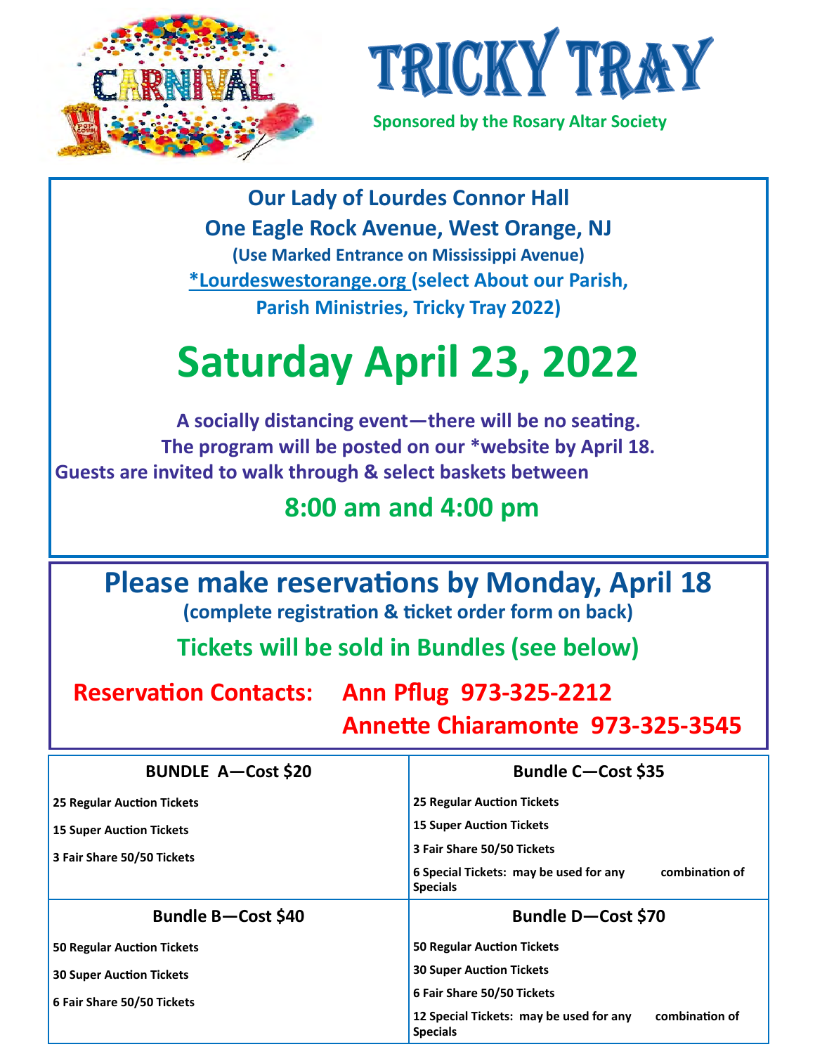# TRICKY TRAY

**Sponsored by the Rosary Altar Society**

**Our Lady of Lourdes Connor Hall**

**One Eagle Rock Avenue, West Orange, NJ**

**(Use Marked Entrance on Mississippi Avenue)**

**\*Lourdeswestorange.org (select About our Parish, Parish Ministries, Tricky Tray 2022)**

# Saturday April 23, 2022

**A socially distancing event—there will be no seating.**
**The program will be posted on our \*website by April 18.**
**Guests are invited to walk through & select baskets between**

## 8:00 am and 4:00 pm

## Please make reservations by Monday, April 18

**(complete registration & ticket order form on back)**

### Tickets will be sold in Bundles (see below)

**Reservation Contacts:** **Ann Pflug 973-325-2212**
**Annette Chiaramonte 973-325-3545**

| BUNDLE A—Cost $20 | Bundle C—Cost $35 |
|---|---|
| 25 Regular Auction Tickets<br>15 Super Auction Tickets<br>3 Fair Share 50/50 Tickets | 25 Regular Auction Tickets<br>15 Super Auction Tickets<br>3 Fair Share 50/50 Tickets<br>6 Special Tickets: may be used for any combination of Specials |
| **Bundle B—Cost $40** | **Bundle D—Cost $70** |
| 50 Regular Auction Tickets<br>30 Super Auction Tickets<br>6 Fair Share 50/50 Tickets | 50 Regular Auction Tickets<br>30 Super Auction Tickets<br>6 Fair Share 50/50 Tickets<br>12 Special Tickets: may be used for any combination of Specials |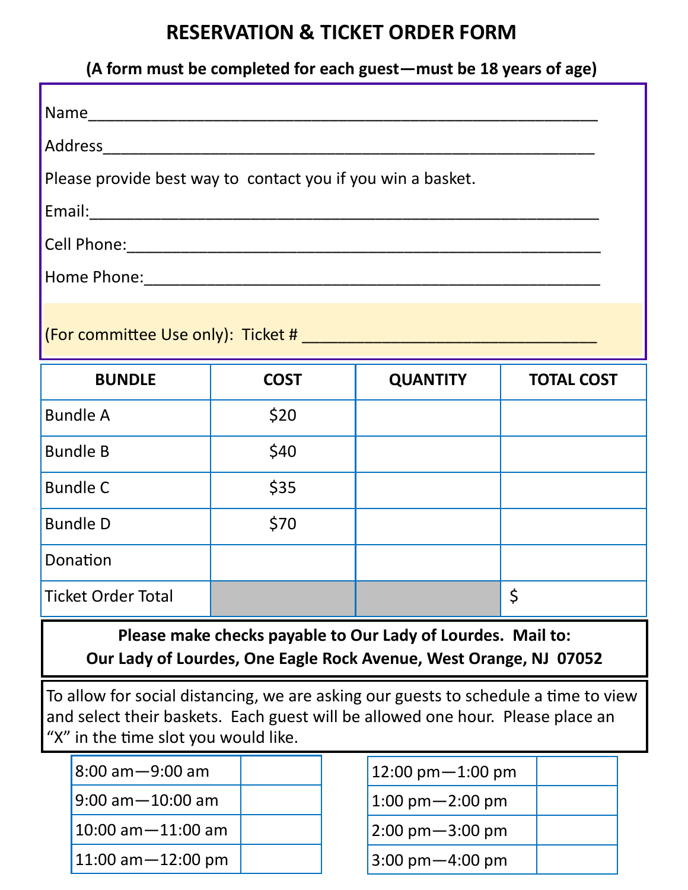# RESERVATION & TICKET ORDER FORM

**(A form must be completed for each guest—must be 18 years of age)**

Name_______________________________________________________

Address_____________________________________________________

Please provide best way to contact you if you win a basket.

Email:______________________________________________________

Cell Phone:__________________________________________________

Home Phone:________________________________________________

(For committee Use only): Ticket # ________________________________

| BUNDLE | COST | QUANTITY | TOTAL COST |
|---|---|---|---|
| Bundle A | $20 | | |
| Bundle B | $40 | | |
| Bundle C | $35 | | |
| Bundle D | $70 | | |
| Donation | | | |
| Ticket Order Total | | | $ |

**Please make checks payable to Our Lady of Lourdes. Mail to:**
**Our Lady of Lourdes, One Eagle Rock Avenue, West Orange, NJ 07052**

To allow for social distancing, we are asking our guests to schedule a time to view and select their baskets. Each guest will be allowed one hour. Please place an "X" in the time slot you would like.

| | |
|---|---|
| 8:00 am—9:00 am | |
| 9:00 am—10:00 am | |
| 10:00 am—11:00 am | |
| 11:00 am—12:00 pm | |

| | |
|---|---|
| 12:00 pm—1:00 pm | |
| 1:00 pm—2:00 pm | |
| 2:00 pm—3:00 pm | |
| 3:00 pm—4:00 pm | |